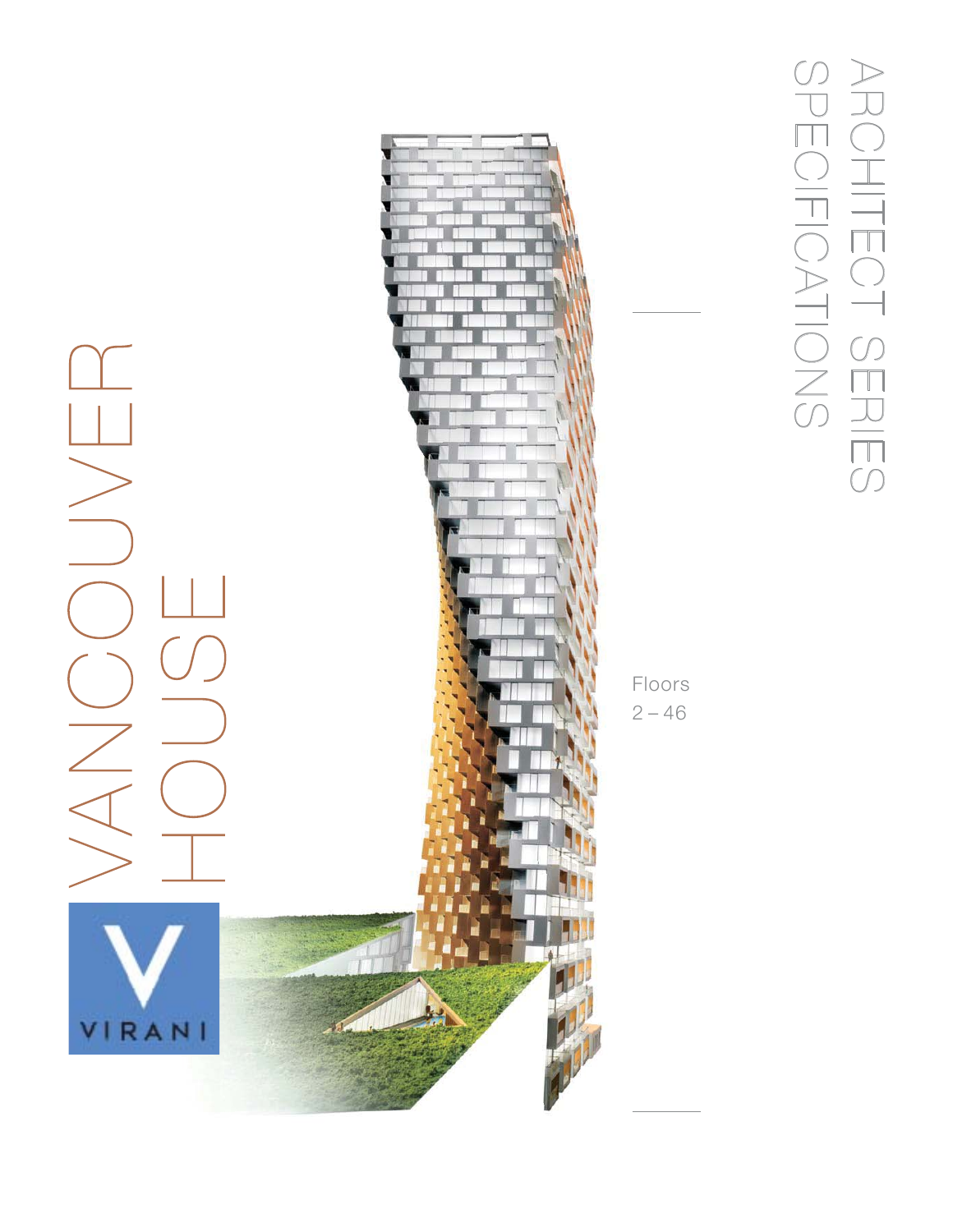# VANCOUVER HOUSE

VIRANI

## ARCHITECT SERIES SPECIFICATIONS

Floors 2 – 46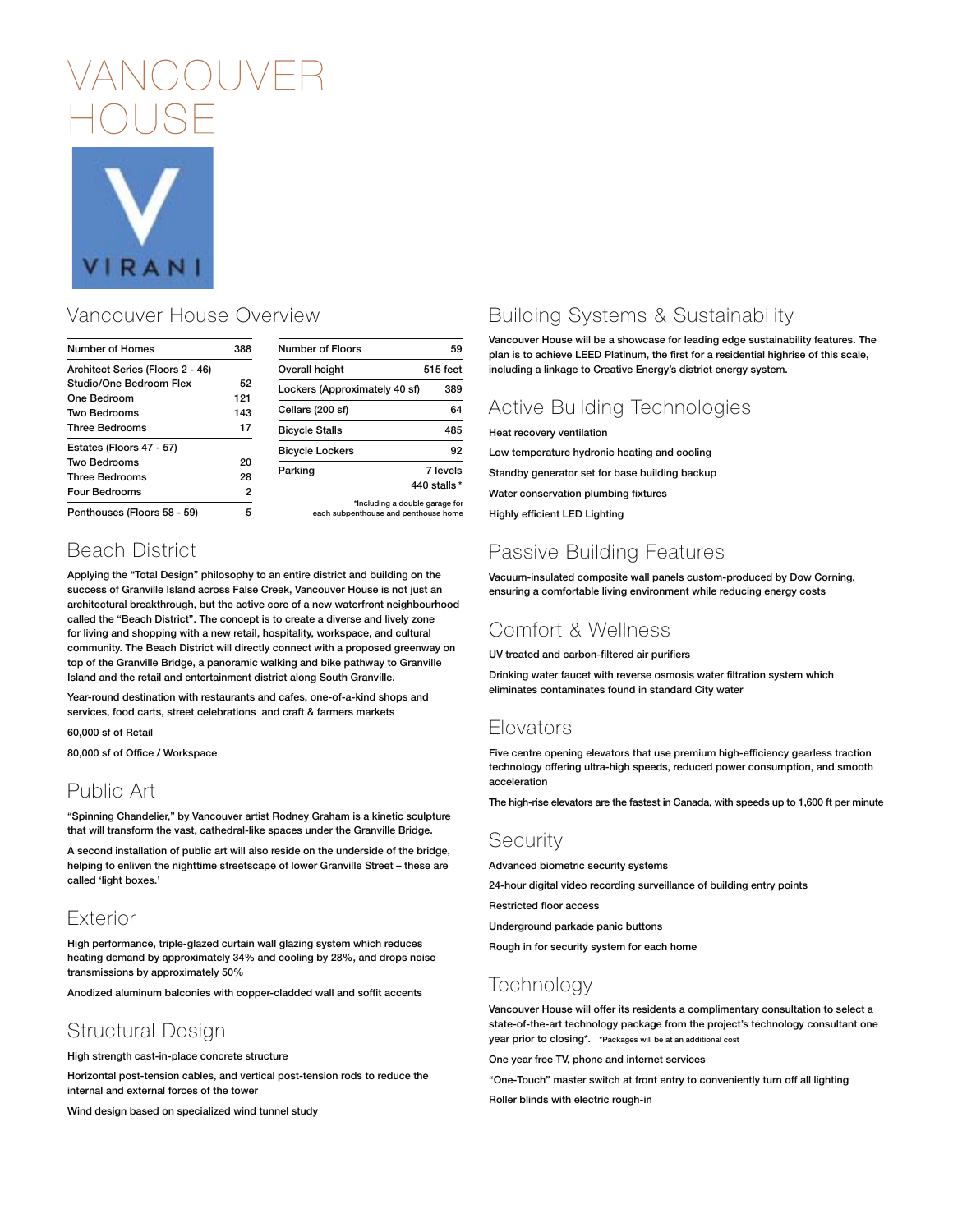# VANCOUVER HOUSE

VIRANI

## Vancouver House Overview

| Number of Homes | 388 |
|---|---|
| **Architect Series (Floors 2 - 46)** | |
| Studio/One Bedroom Flex | 52 |
| One Bedroom | 121 |
| Two Bedrooms | 143 |
| Three Bedrooms | 17 |
| **Estates (Floors 47 - 57)** | |
| Two Bedrooms | 20 |
| Three Bedrooms | 28 |
| Four Bedrooms | 2 |
| Penthouses (Floors 58 - 59) | 5 |

| Number of Floors | 59 |
|---|---|
| Overall height | 515 feet |
| Lockers (Approximately 40 sf) | 389 |
| Cellars (200 sf) | 64 |
| Bicycle Stalls | 485 |
| Bicycle Lockers | 92 |
| Parking | 7 levels<br>440 stalls * |

*Including a double garage for each subpenthouse and penthouse home

## Beach District

Applying the "Total Design" philosophy to an entire district and building on the success of Granville Island across False Creek, Vancouver House is not just an architectural breakthrough, but the active core of a new waterfront neighbourhood called the "Beach District". The concept is to create a diverse and lively zone for living and shopping with a new retail, hospitality, workspace, and cultural community. The Beach District will directly connect with a proposed greenway on top of the Granville Bridge, a panoramic walking and bike pathway to Granville Island and the retail and entertainment district along South Granville.

Year-round destination with restaurants and cafes, one-of-a-kind shops and services, food carts, street celebrations and craft & farmers markets

60,000 sf of Retail

80,000 sf of Office / Workspace

## Public Art

"Spinning Chandelier," by Vancouver artist Rodney Graham is a kinetic sculpture that will transform the vast, cathedral-like spaces under the Granville Bridge.

A second installation of public art will also reside on the underside of the bridge, helping to enliven the nighttime streetscape of lower Granville Street – these are called 'light boxes.'

## Exterior

High performance, triple-glazed curtain wall glazing system which reduces heating demand by approximately 34% and cooling by 28%, and drops noise transmissions by approximately 50%

Anodized aluminum balconies with copper-cladded wall and soffit accents

## Structural Design

High strength cast-in-place concrete structure

Horizontal post-tension cables, and vertical post-tension rods to reduce the internal and external forces of the tower

Wind design based on specialized wind tunnel study

## Building Systems & Sustainability

Vancouver House will be a showcase for leading edge sustainability features. The plan is to achieve LEED Platinum, the first for a residential highrise of this scale, including a linkage to Creative Energy's district energy system.

## Active Building Technologies

Heat recovery ventilation

Low temperature hydronic heating and cooling

Standby generator set for base building backup

Water conservation plumbing fixtures

Highly efficient LED Lighting

## Passive Building Features

Vacuum-insulated composite wall panels custom-produced by Dow Corning, ensuring a comfortable living environment while reducing energy costs

## Comfort & Wellness

UV treated and carbon-filtered air purifiers

Drinking water faucet with reverse osmosis water filtration system which eliminates contaminates found in standard City water

## Elevators

Five centre opening elevators that use premium high-efficiency gearless traction technology offering ultra-high speeds, reduced power consumption, and smooth acceleration

The high-rise elevators are the fastest in Canada, with speeds up to 1,600 ft per minute

## Security

Advanced biometric security systems

24-hour digital video recording surveillance of building entry points

Restricted floor access

Underground parkade panic buttons

Rough in for security system for each home

## Technology

Vancouver House will offer its residents a complimentary consultation to select a state-of-the-art technology package from the project's technology consultant one year prior to closing*. *Packages will be at an additional cost

One year free TV, phone and internet services

"One-Touch" master switch at front entry to conveniently turn off all lighting

Roller blinds with electric rough-in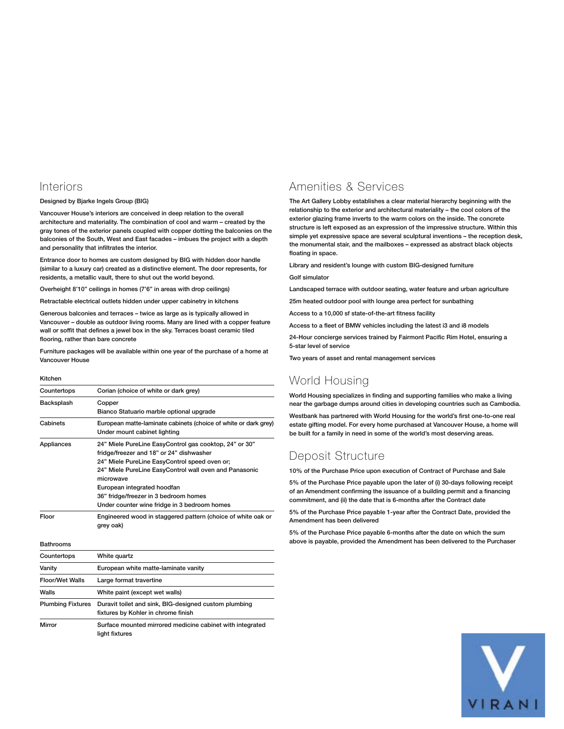## Interiors

Designed by Bjarke Ingels Group (BIG)

Vancouver House's interiors are conceived in deep relation to the overall architecture and materiality. The combination of cool and warm – created by the gray tones of the exterior panels coupled with copper dotting the balconies on the balconies of the South, West and East facades – imbues the project with a depth and personality that infiltrates the interior.

Entrance door to homes are custom designed by BIG with hidden door handle (similar to a luxury car) created as a distinctive element. The door represents, for residents, a metallic vault, there to shut out the world beyond.

Overheight 8'10" ceilings in homes (7'6" in areas with drop ceilings)

Retractable electrical outlets hidden under upper cabinetry in kitchens

Generous balconies and terraces – twice as large as is typically allowed in Vancouver – double as outdoor living rooms. Many are lined with a copper feature wall or soffit that defines a jewel box in the sky. Terraces boast ceramic tiled flooring, rather than bare concrete

Furniture packages will be available within one year of the purchase of a home at Vancouver House

### Kitchen

| | |
|---|---|
| Countertops | Corian (choice of white or dark grey) |
| Backsplash | Copper<br>Bianco Statuario marble optional upgrade |
| Cabinets | European matte-laminate cabinets (choice of white or dark grey)<br>Under mount cabinet lighting |
| Appliances | 24" Miele PureLine EasyControl gas cooktop, 24" or 30" fridge/freezer and 18" or 24" dishwasher<br>24" Miele PureLine EasyControl speed oven or;<br>24" Miele PureLine EasyControl wall oven and Panasonic microwave<br>European integrated hoodfan<br>36" fridge/freezer in 3 bedroom homes<br>Under counter wine fridge in 3 bedroom homes |
| Floor | Engineered wood in staggered pattern (choice of white oak or grey oak) |

### Bathrooms

| | |
|---|---|
| Countertops | White quartz |
| Vanity | European white matte-laminate vanity |
| Floor/Wet Walls | Large format travertine |
| Walls | White paint (except wet walls) |
| Plumbing Fixtures | Duravit toilet and sink, BIG-designed custom plumbing fixtures by Kohler in chrome finish |
| Mirror | Surface mounted mirrored medicine cabinet with integrated light fixtures |

## Amenities & Services

The Art Gallery Lobby establishes a clear material hierarchy beginning with the relationship to the exterior and architectural materiality – the cool colors of the exterior glazing frame inverts to the warm colors on the inside. The concrete structure is left exposed as an expression of the impressive structure. Within this simple yet expressive space are several sculptural inventions – the reception desk, the monumental stair, and the mailboxes – expressed as abstract black objects floating in space.

Library and resident's lounge with custom BIG-designed furniture

Golf simulator

Landscaped terrace with outdoor seating, water feature and urban agriculture

25m heated outdoor pool with lounge area perfect for sunbathing

Access to a 10,000 sf state-of-the-art fitness facility

Access to a fleet of BMW vehicles including the latest i3 and i8 models

24-Hour concierge services trained by Fairmont Pacific Rim Hotel, ensuring a 5-star level of service

Two years of asset and rental management services

## World Housing

World Housing specializes in finding and supporting families who make a living near the garbage dumps around cities in developing countries such as Cambodia.

Westbank has partnered with World Housing for the world's first one-to-one real estate gifting model. For every home purchased at Vancouver House, a home will be built for a family in need in some of the world's most deserving areas.

## Deposit Structure

10% of the Purchase Price upon execution of Contract of Purchase and Sale

5% of the Purchase Price payable upon the later of (i) 30-days following receipt of an Amendment confirming the issuance of a building permit and a financing commitment, and (ii) the date that is 6-months after the Contract date

5% of the Purchase Price payable 1-year after the Contract Date, provided the Amendment has been delivered

5% of the Purchase Price payable 6-months after the date on which the sum above is payable, provided the Amendment has been delivered to the Purchaser

VIRANI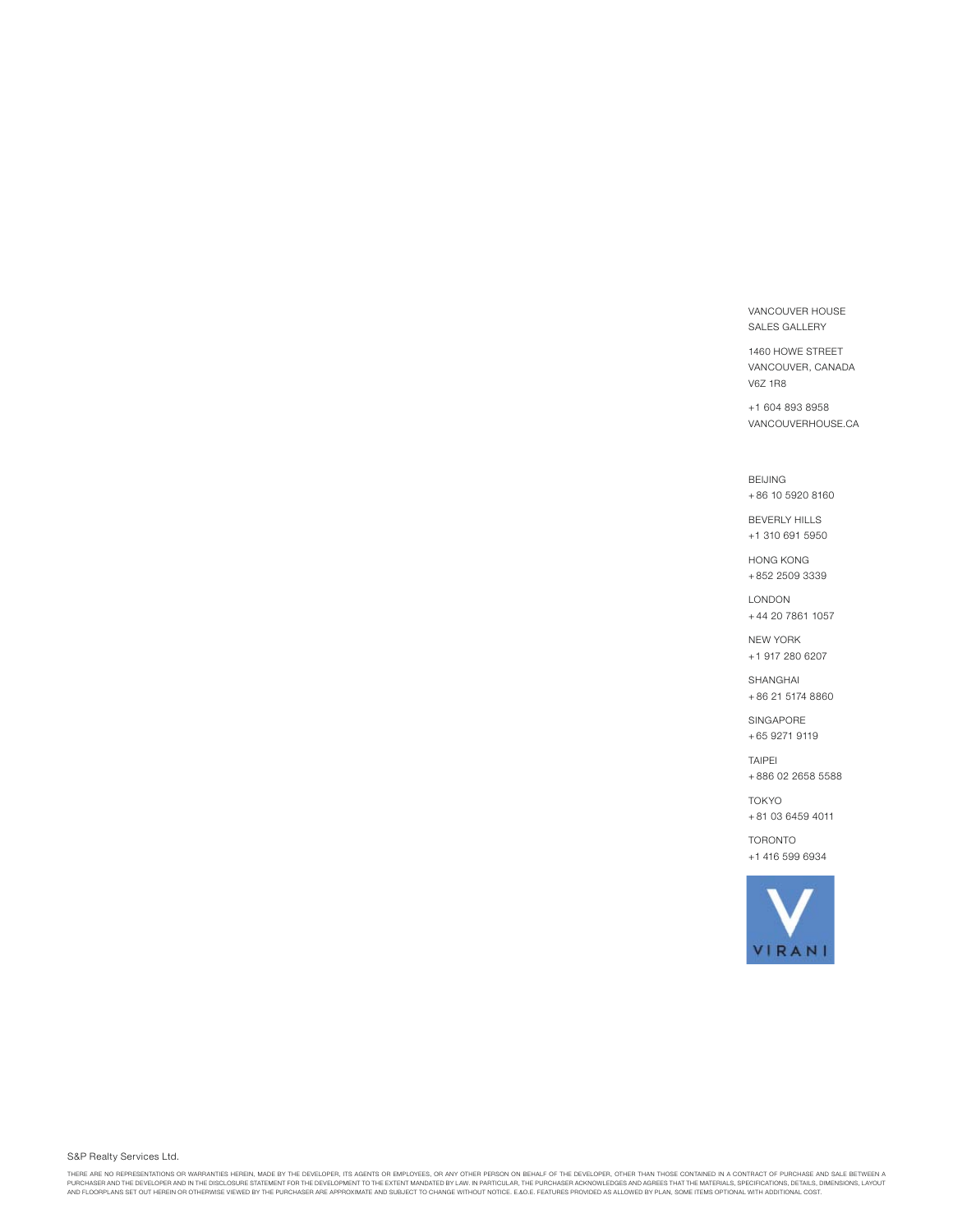VANCOUVER HOUSE
SALES GALLERY

1460 HOWE STREET
VANCOUVER, CANADA
V6Z 1R8

+1 604 893 8958
VANCOUVERHOUSE.CA

BEIJING
+ 86 10 5920 8160

BEVERLY HILLS
+1 310 691 5950

HONG KONG
+ 852 2509 3339

LONDON
+ 44 20 7861 1057

NEW YORK
+1 917 280 6207

SHANGHAI
+ 86 21 5174 8860

SINGAPORE
+ 65 9271 9119

TAIPEI
+ 886 02 2658 5588

TOKYO
+ 81 03 6459 4011

TORONTO
+1 416 599 6934

VIRANI

S&P Realty Services Ltd.

THERE ARE NO REPRESENTATIONS OR WARRANTIES HEREIN, MADE BY THE DEVELOPER, ITS AGENTS OR EMPLOYEES, OR ANY OTHER PERSON ON BEHALF OF THE DEVELOPER, OTHER THAN THOSE CONTAINED IN A CONTRACT OF PURCHASE AND SALE BETWEEN A PURCHASER AND THE DEVELOPER AND IN THE DISCLOSURE STATEMENT FOR THE DEVELOPMENT TO THE EXTENT MANDATED BY LAW. IN PARTICULAR, THE PURCHASER ACKNOWLEDGES AND AGREES THAT THE MATERIALS, SPECIFICATIONS, DETAILS, DIMENSIONS, LAYOUT AND FLOORPLANS SET OUT HEREIN OR OTHERWISE VIEWED BY THE PURCHASER ARE APPROXIMATE AND SUBJECT TO CHANGE WITHOUT NOTICE. E.&O.E. FEATURES PROVIDED AS ALLOWED BY PLAN, SOME ITEMS OPTIONAL WITH ADDITIONAL COST.